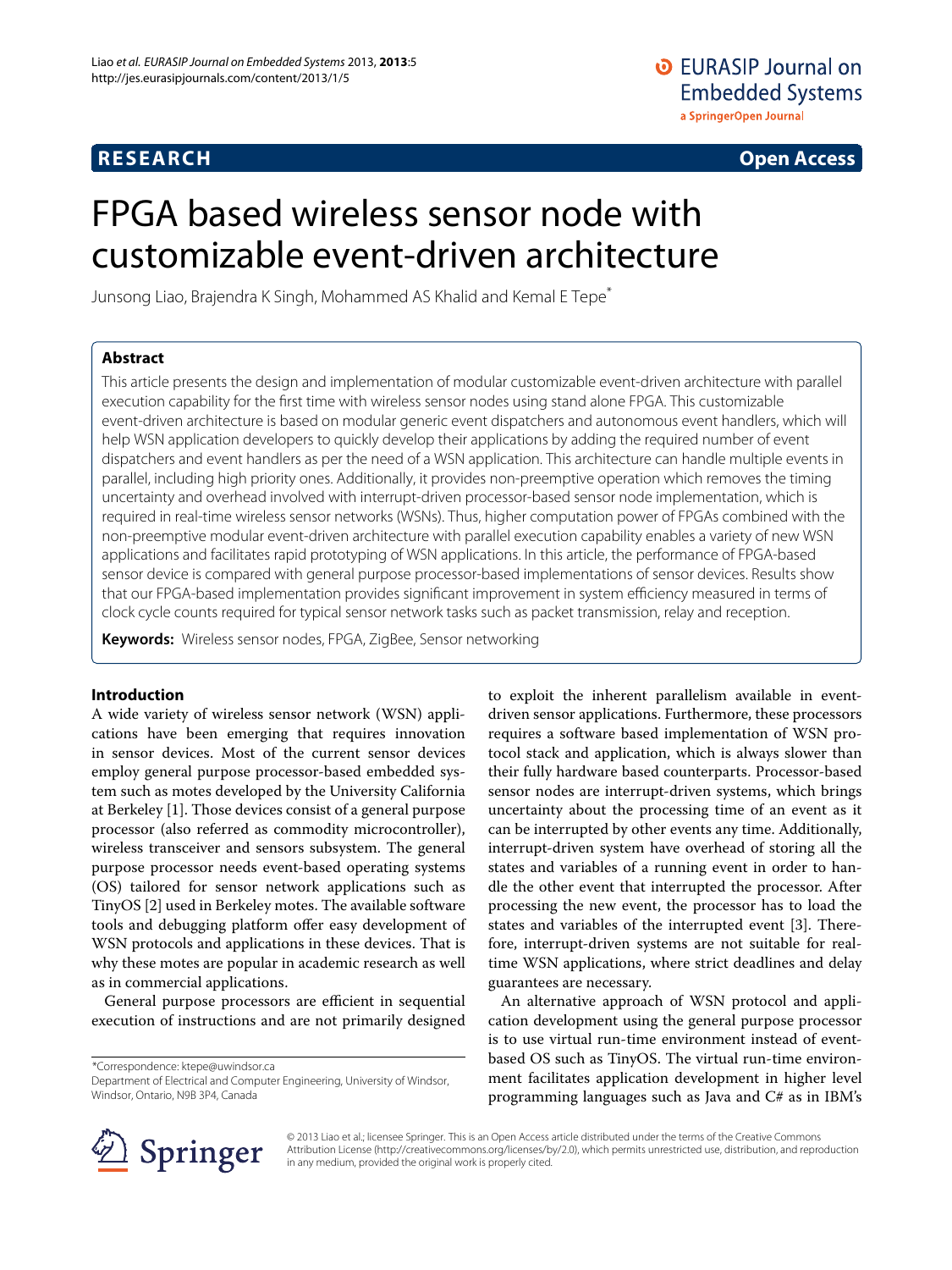RESEARCH Open Access

# FPGA based wireless sensor node with customizable event-driven architecture

Junsong Liao, Brajendra K Singh, Mohammed AS Khalid and Kemal E Tepe*

## Abstract

This article presents the design and implementation of modular customizable event-driven architecture with parallel execution capability for the first time with wireless sensor nodes using stand alone FPGA. This customizable event-driven architecture is based on modular generic event dispatchers and autonomous event handlers, which will help WSN application developers to quickly develop their applications by adding the required number of event dispatchers and event handlers as per the need of a WSN application. This architecture can handle multiple events in parallel, including high priority ones. Additionally, it provides non-preemptive operation which removes the timing uncertainty and overhead involved with interrupt-driven processor-based sensor node implementation, which is required in real-time wireless sensor networks (WSNs). Thus, higher computation power of FPGAs combined with the non-preemptive modular event-driven architecture with parallel execution capability enables a variety of new WSN applications and facilitates rapid prototyping of WSN applications. In this article, the performance of FPGA-based sensor device is compared with general purpose processor-based implementations of sensor devices. Results show that our FPGA-based implementation provides significant improvement in system efficiency measured in terms of clock cycle counts required for typical sensor network tasks such as packet transmission, relay and reception.

**Keywords:** Wireless sensor nodes, FPGA, ZigBee, Sensor networking

## Introduction

A wide variety of wireless sensor network (WSN) applications have been emerging that requires innovation in sensor devices. Most of the current sensor devices employ general purpose processor-based embedded system such as motes developed by the University California at Berkeley [1]. Those devices consist of a general purpose processor (also referred as commodity microcontroller), wireless transceiver and sensors subsystem. The general purpose processor needs event-based operating systems (OS) tailored for sensor network applications such as TinyOS [2] used in Berkeley motes. The available software tools and debugging platform offer easy development of WSN protocols and applications in these devices. That is why these motes are popular in academic research as well as in commercial applications.

General purpose processors are efficient in sequential execution of instructions and are not primarily designed to exploit the inherent parallelism available in event-driven sensor applications. Furthermore, these processors requires a software based implementation of WSN protocol stack and application, which is always slower than their fully hardware based counterparts. Processor-based sensor nodes are interrupt-driven systems, which brings uncertainty about the processing time of an event as it can be interrupted by other events any time. Additionally, interrupt-driven system have overhead of storing all the states and variables of a running event in order to handle the other event that interrupted the processor. After processing the new event, the processor has to load the states and variables of the interrupted event [3]. Therefore, interrupt-driven systems are not suitable for real-time WSN applications, where strict deadlines and delay guarantees are necessary.

An alternative approach of WSN protocol and application development using the general purpose processor is to use virtual run-time environment instead of event-based OS such as TinyOS. The virtual run-time environment facilitates application development in higher level programming languages such as Java and C# as in IBM's

*Correspondence: ktepe@uwindsor.ca
Department of Electrical and Computer Engineering, University of Windsor, Windsor, Ontario, N9B 3P4, Canada

© 2013 Liao et al.; licensee Springer. This is an Open Access article distributed under the terms of the Creative Commons Attribution License (http://creativecommons.org/licenses/by/2.0), which permits unrestricted use, distribution, and reproduction in any medium, provided the original work is properly cited.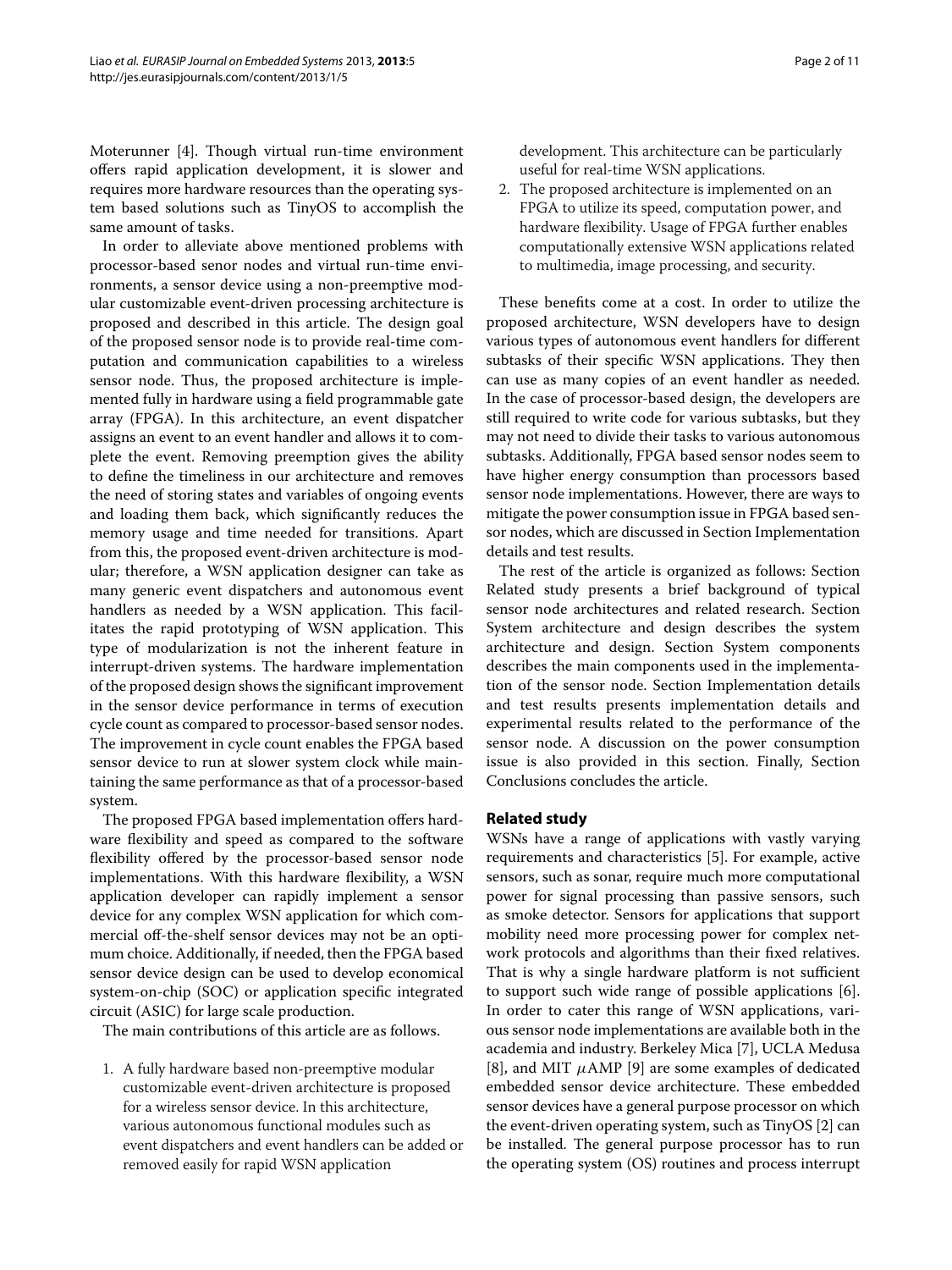Moterunner [4]. Though virtual run-time environment offers rapid application development, it is slower and requires more hardware resources than the operating system based solutions such as TinyOS to accomplish the same amount of tasks.

In order to alleviate above mentioned problems with processor-based senor nodes and virtual run-time environments, a sensor device using a non-preemptive modular customizable event-driven processing architecture is proposed and described in this article. The design goal of the proposed sensor node is to provide real-time computation and communication capabilities to a wireless sensor node. Thus, the proposed architecture is implemented fully in hardware using a field programmable gate array (FPGA). In this architecture, an event dispatcher assigns an event to an event handler and allows it to complete the event. Removing preemption gives the ability to define the timeliness in our architecture and removes the need of storing states and variables of ongoing events and loading them back, which significantly reduces the memory usage and time needed for transitions. Apart from this, the proposed event-driven architecture is modular; therefore, a WSN application designer can take as many generic event dispatchers and autonomous event handlers as needed by a WSN application. This facilitates the rapid prototyping of WSN application. This type of modularization is not the inherent feature in interrupt-driven systems. The hardware implementation of the proposed design shows the significant improvement in the sensor device performance in terms of execution cycle count as compared to processor-based sensor nodes. The improvement in cycle count enables the FPGA based sensor device to run at slower system clock while maintaining the same performance as that of a processor-based system.

The proposed FPGA based implementation offers hardware flexibility and speed as compared to the software flexibility offered by the processor-based sensor node implementations. With this hardware flexibility, a WSN application developer can rapidly implement a sensor device for any complex WSN application for which commercial off-the-shelf sensor devices may not be an optimum choice. Additionally, if needed, then the FPGA based sensor device design can be used to develop economical system-on-chip (SOC) or application specific integrated circuit (ASIC) for large scale production.

The main contributions of this article are as follows.

1. A fully hardware based non-preemptive modular customizable event-driven architecture is proposed for a wireless sensor device. In this architecture, various autonomous functional modules such as event dispatchers and event handlers can be added or removed easily for rapid WSN application development. This architecture can be particularly useful for real-time WSN applications.
2. The proposed architecture is implemented on an FPGA to utilize its speed, computation power, and hardware flexibility. Usage of FPGA further enables computationally extensive WSN applications related to multimedia, image processing, and security.

These benefits come at a cost. In order to utilize the proposed architecture, WSN developers have to design various types of autonomous event handlers for different subtasks of their specific WSN applications. They then can use as many copies of an event handler as needed. In the case of processor-based design, the developers are still required to write code for various subtasks, but they may not need to divide their tasks to various autonomous subtasks. Additionally, FPGA based sensor nodes seem to have higher energy consumption than processors based sensor node implementations. However, there are ways to mitigate the power consumption issue in FPGA based sensor nodes, which are discussed in Section Implementation details and test results.

The rest of the article is organized as follows: Section Related study presents a brief background of typical sensor node architectures and related research. Section System architecture and design describes the system architecture and design. Section System components describes the main components used in the implementation of the sensor node. Section Implementation details and test results presents implementation details and experimental results related to the performance of the sensor node. A discussion on the power consumption issue is also provided in this section. Finally, Section Conclusions concludes the article.

## Related study

WSNs have a range of applications with vastly varying requirements and characteristics [5]. For example, active sensors, such as sonar, require much more computational power for signal processing than passive sensors, such as smoke detector. Sensors for applications that support mobility need more processing power for complex network protocols and algorithms than their fixed relatives. That is why a single hardware platform is not sufficient to support such wide range of possible applications [6]. In order to cater this range of WSN applications, various sensor node implementations are available both in the academia and industry. Berkeley Mica [7], UCLA Medusa [8], and MIT $\mu$AMP [9] are some examples of dedicated embedded sensor device architecture. These embedded sensor devices have a general purpose processor on which the event-driven operating system, such as TinyOS [2] can be installed. The general purpose processor has to run the operating system (OS) routines and process interrupt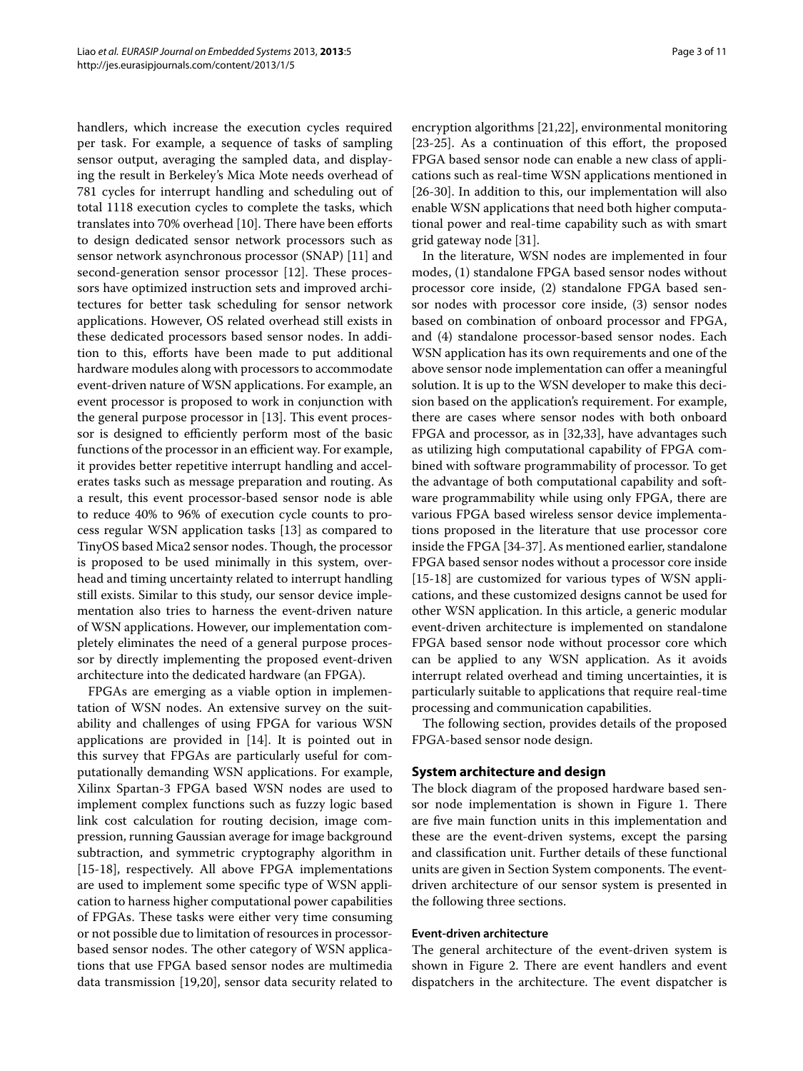handlers, which increase the execution cycles required per task. For example, a sequence of tasks of sampling sensor output, averaging the sampled data, and displaying the result in Berkeley's Mica Mote needs overhead of 781 cycles for interrupt handling and scheduling out of total 1118 execution cycles to complete the tasks, which translates into 70% overhead [10]. There have been efforts to design dedicated sensor network processors such as sensor network asynchronous processor (SNAP) [11] and second-generation sensor processor [12]. These processors have optimized instruction sets and improved architectures for better task scheduling for sensor network applications. However, OS related overhead still exists in these dedicated processors based sensor nodes. In addition to this, efforts have been made to put additional hardware modules along with processors to accommodate event-driven nature of WSN applications. For example, an event processor is proposed to work in conjunction with the general purpose processor in [13]. This event processor is designed to efficiently perform most of the basic functions of the processor in an efficient way. For example, it provides better repetitive interrupt handling and accelerates tasks such as message preparation and routing. As a result, this event processor-based sensor node is able to reduce 40% to 96% of execution cycle counts to process regular WSN application tasks [13] as compared to TinyOS based Mica2 sensor nodes. Though, the processor is proposed to be used minimally in this system, overhead and timing uncertainty related to interrupt handling still exists. Similar to this study, our sensor device implementation also tries to harness the event-driven nature of WSN applications. However, our implementation completely eliminates the need of a general purpose processor by directly implementing the proposed event-driven architecture into the dedicated hardware (an FPGA).

FPGAs are emerging as a viable option in implementation of WSN nodes. An extensive survey on the suitability and challenges of using FPGA for various WSN applications are provided in [14]. It is pointed out in this survey that FPGAs are particularly useful for computationally demanding WSN applications. For example, Xilinx Spartan-3 FPGA based WSN nodes are used to implement complex functions such as fuzzy logic based link cost calculation for routing decision, image compression, running Gaussian average for image background subtraction, and symmetric cryptography algorithm in [15-18], respectively. All above FPGA implementations are used to implement some specific type of WSN application to harness higher computational power capabilities of FPGAs. These tasks were either very time consuming or not possible due to limitation of resources in processor-based sensor nodes. The other category of WSN applications that use FPGA based sensor nodes are multimedia data transmission [19,20], sensor data security related to encryption algorithms [21,22], environmental monitoring [23-25]. As a continuation of this effort, the proposed FPGA based sensor node can enable a new class of applications such as real-time WSN applications mentioned in [26-30]. In addition to this, our implementation will also enable WSN applications that need both higher computational power and real-time capability such as with smart grid gateway node [31].

In the literature, WSN nodes are implemented in four modes, (1) standalone FPGA based sensor nodes without processor core inside, (2) standalone FPGA based sensor nodes with processor core inside, (3) sensor nodes based on combination of onboard processor and FPGA, and (4) standalone processor-based sensor nodes. Each WSN application has its own requirements and one of the above sensor node implementation can offer a meaningful solution. It is up to the WSN developer to make this decision based on the application's requirement. For example, there are cases where sensor nodes with both onboard FPGA and processor, as in [32,33], have advantages such as utilizing high computational capability of FPGA combined with software programmability of processor. To get the advantage of both computational capability and software programmability while using only FPGA, there are various FPGA based wireless sensor device implementations proposed in the literature that use processor core inside the FPGA [34-37]. As mentioned earlier, standalone FPGA based sensor nodes without a processor core inside [15-18] are customized for various types of WSN applications, and these customized designs cannot be used for other WSN application. In this article, a generic modular event-driven architecture is implemented on standalone FPGA based sensor node without processor core which can be applied to any WSN application. As it avoids interrupt related overhead and timing uncertainties, it is particularly suitable to applications that require real-time processing and communication capabilities.

The following section, provides details of the proposed FPGA-based sensor node design.

## System architecture and design

The block diagram of the proposed hardware based sensor node implementation is shown in Figure 1. There are five main function units in this implementation and these are the event-driven systems, except the parsing and classification unit. Further details of these functional units are given in Section System components. The event-driven architecture of our sensor system is presented in the following three sections.

### Event-driven architecture

The general architecture of the event-driven system is shown in Figure 2. There are event handlers and event dispatchers in the architecture. The event dispatcher is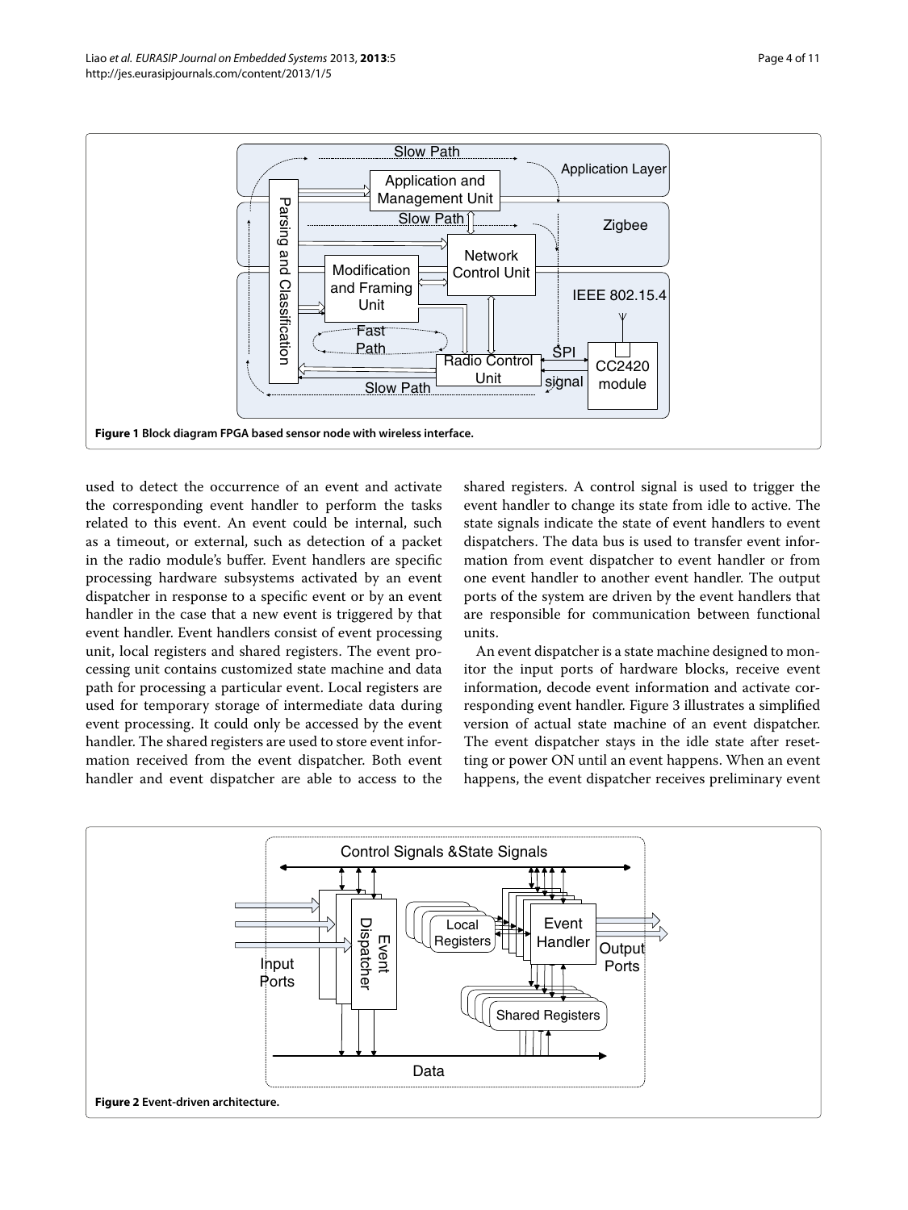Slow Path

Application and Management Unit

Application Layer

Parsing and Classification

Slow Path

Zigbee

Network Control Unit

Modification and Framing Unit

IEEE 802.15.4

Fast Path

SPI

Radio Control Unit

CC2420 module

Slow Path

signal

**Figure 1 Block diagram FPGA based sensor node with wireless interface.**

used to detect the occurrence of an event and activate the corresponding event handler to perform the tasks related to this event. An event could be internal, such as a timeout, or external, such as detection of a packet in the radio module's buffer. Event handlers are specific processing hardware subsystems activated by an event dispatcher in response to a specific event or by an event handler in the case that a new event is triggered by that event handler. Event handlers consist of event processing unit, local registers and shared registers. The event processing unit contains customized state machine and data path for processing a particular event. Local registers are used for temporary storage of intermediate data during event processing. It could only be accessed by the event handler. The shared registers are used to store event information received from the event dispatcher. Both event handler and event dispatcher are able to access to the shared registers. A control signal is used to trigger the event handler to change its state from idle to active. The state signals indicate the state of event handlers to event dispatchers. The data bus is used to transfer event information from event dispatcher to event handler or from one event handler to another event handler. The output ports of the system are driven by the event handlers that are responsible for communication between functional units.

An event dispatcher is a state machine designed to monitor the input ports of hardware blocks, receive event information, decode event information and activate corresponding event handler. Figure 3 illustrates a simplified version of actual state machine of an event dispatcher. The event dispatcher stays in the idle state after resetting or power ON until an event happens. When an event happens, the event dispatcher receives preliminary event

Control Signals &State Signals

Input Ports

Event Dispatcher

Local Registers

Event Handler

Output Ports

Shared Registers

Data

**Figure 2 Event-driven architecture.**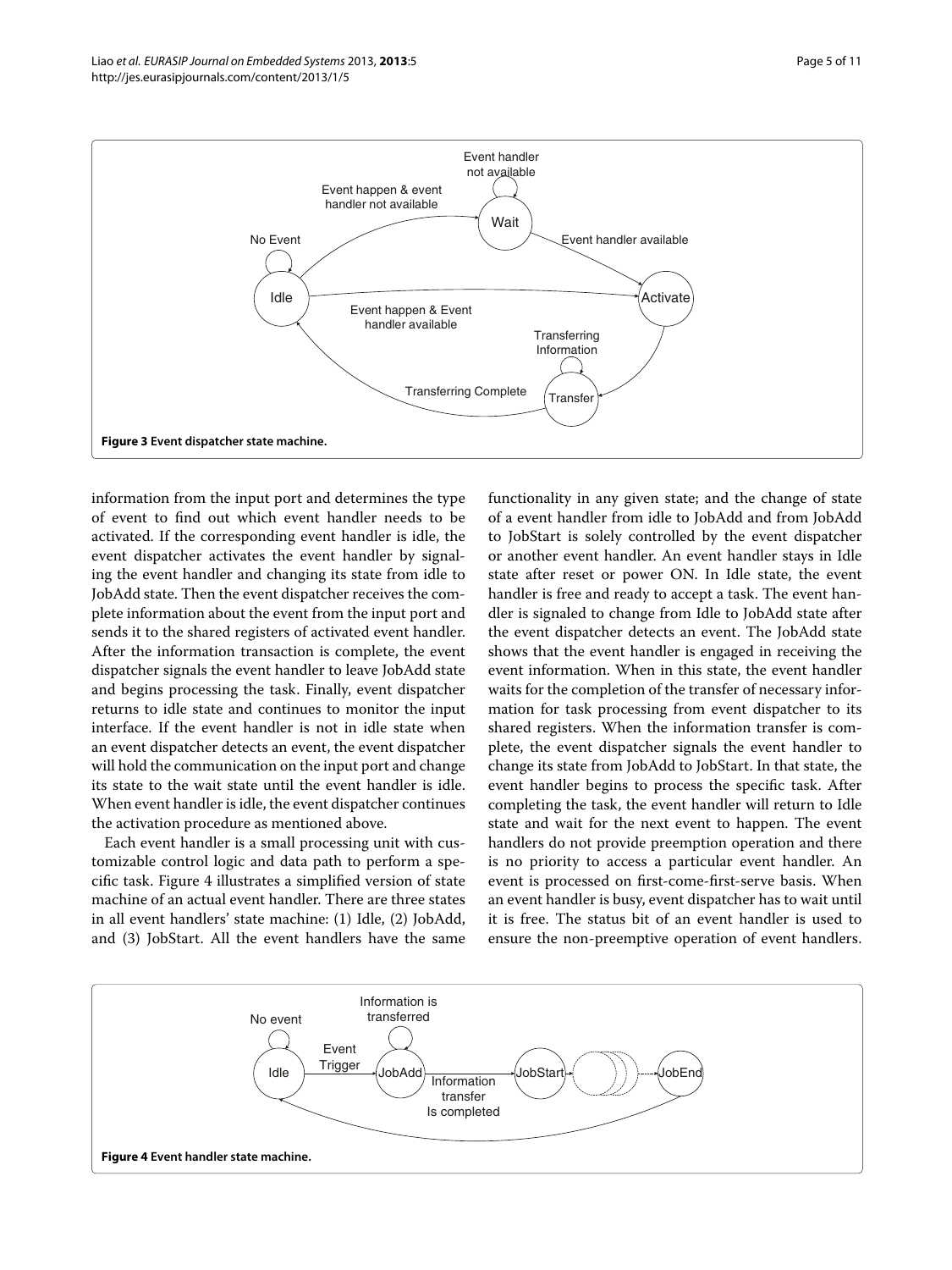**Figure 3 Event dispatcher state machine.**

information from the input port and determines the type of event to find out which event handler needs to be activated. If the corresponding event handler is idle, the event dispatcher activates the event handler by signaling the event handler and changing its state from idle to JobAdd state. Then the event dispatcher receives the complete information about the event from the input port and sends it to the shared registers of activated event handler. After the information transaction is complete, the event dispatcher signals the event handler to leave JobAdd state and begins processing the task. Finally, event dispatcher returns to idle state and continues to monitor the input interface. If the event handler is not in idle state when an event dispatcher detects an event, the event dispatcher will hold the communication on the input port and change its state to the wait state until the event handler is idle. When event handler is idle, the event dispatcher continues the activation procedure as mentioned above.

Each event handler is a small processing unit with customizable control logic and data path to perform a specific task. Figure 4 illustrates a simplified version of state machine of an actual event handler. There are three states in all event handlers' state machine: (1) Idle, (2) JobAdd, and (3) JobStart. All the event handlers have the same functionality in any given state; and the change of state of a event handler from idle to JobAdd and from JobAdd to JobStart is solely controlled by the event dispatcher or another event handler. An event handler stays in Idle state after reset or power ON. In Idle state, the event handler is free and ready to accept a task. The event handler is signaled to change from Idle to JobAdd state after the event dispatcher detects an event. The JobAdd state shows that the event handler is engaged in receiving the event information. When in this state, the event handler waits for the completion of the transfer of necessary information for task processing from event dispatcher to its shared registers. When the information transfer is complete, the event dispatcher signals the event handler to change its state from JobAdd to JobStart. In that state, the event handler begins to process the specific task. After completing the task, the event handler will return to Idle state and wait for the next event to happen. The event handlers do not provide preemption operation and there is no priority to access a particular event handler. An event is processed on first-come-first-serve basis. When an event handler is busy, event dispatcher has to wait until it is free. The status bit of an event handler is used to ensure the non-preemptive operation of event handlers.

**Figure 4 Event handler state machine.**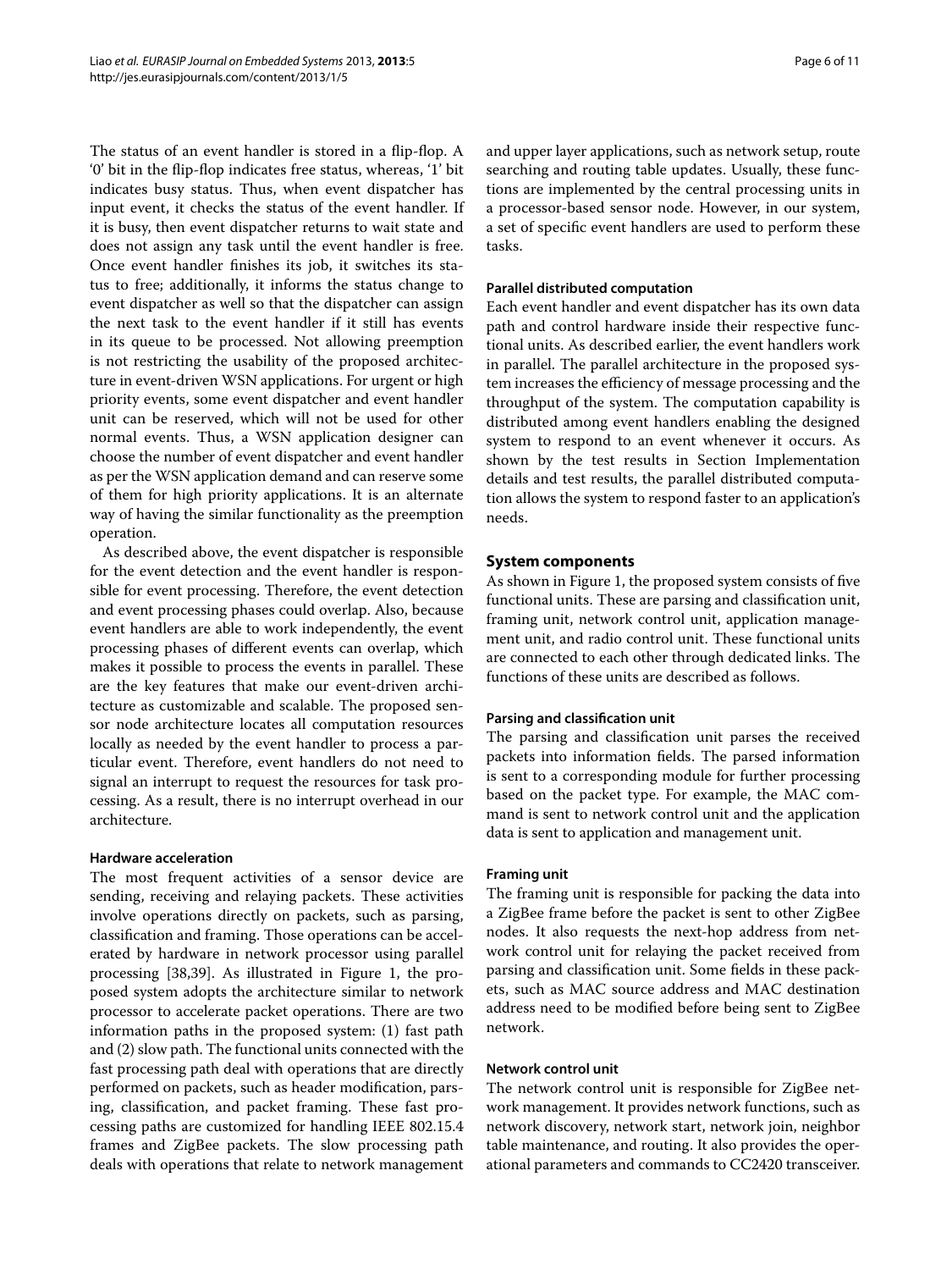The status of an event handler is stored in a flip-flop. A '0' bit in the flip-flop indicates free status, whereas, '1' bit indicates busy status. Thus, when event dispatcher has input event, it checks the status of the event handler. If it is busy, then event dispatcher returns to wait state and does not assign any task until the event handler is free. Once event handler finishes its job, it switches its status to free; additionally, it informs the status change to event dispatcher as well so that the dispatcher can assign the next task to the event handler if it still has events in its queue to be processed. Not allowing preemption is not restricting the usability of the proposed architecture in event-driven WSN applications. For urgent or high priority events, some event dispatcher and event handler unit can be reserved, which will not be used for other normal events. Thus, a WSN application designer can choose the number of event dispatcher and event handler as per the WSN application demand and can reserve some of them for high priority applications. It is an alternate way of having the similar functionality as the preemption operation.

As described above, the event dispatcher is responsible for the event detection and the event handler is responsible for event processing. Therefore, the event detection and event processing phases could overlap. Also, because event handlers are able to work independently, the event processing phases of different events can overlap, which makes it possible to process the events in parallel. These are the key features that make our event-driven architecture as customizable and scalable. The proposed sensor node architecture locates all computation resources locally as needed by the event handler to process a particular event. Therefore, event handlers do not need to signal an interrupt to request the resources for task processing. As a result, there is no interrupt overhead in our architecture.

#### Hardware acceleration

The most frequent activities of a sensor device are sending, receiving and relaying packets. These activities involve operations directly on packets, such as parsing, classification and framing. Those operations can be accelerated by hardware in network processor using parallel processing [38,39]. As illustrated in Figure 1, the proposed system adopts the architecture similar to network processor to accelerate packet operations. There are two information paths in the proposed system: (1) fast path and (2) slow path. The functional units connected with the fast processing path deal with operations that are directly performed on packets, such as header modification, parsing, classification, and packet framing. These fast processing paths are customized for handling IEEE 802.15.4 frames and ZigBee packets. The slow processing path deals with operations that relate to network management and upper layer applications, such as network setup, route searching and routing table updates. Usually, these functions are implemented by the central processing units in a processor-based sensor node. However, in our system, a set of specific event handlers are used to perform these tasks.

#### Parallel distributed computation

Each event handler and event dispatcher has its own data path and control hardware inside their respective functional units. As described earlier, the event handlers work in parallel. The parallel architecture in the proposed system increases the efficiency of message processing and the throughput of the system. The computation capability is distributed among event handlers enabling the designed system to respond to an event whenever it occurs. As shown by the test results in Section Implementation details and test results, the parallel distributed computation allows the system to respond faster to an application's needs.

### System components

As shown in Figure 1, the proposed system consists of five functional units. These are parsing and classification unit, framing unit, network control unit, application management unit, and radio control unit. These functional units are connected to each other through dedicated links. The functions of these units are described as follows.

#### Parsing and classification unit

The parsing and classification unit parses the received packets into information fields. The parsed information is sent to a corresponding module for further processing based on the packet type. For example, the MAC command is sent to network control unit and the application data is sent to application and management unit.

#### Framing unit

The framing unit is responsible for packing the data into a ZigBee frame before the packet is sent to other ZigBee nodes. It also requests the next-hop address from network control unit for relaying the packet received from parsing and classification unit. Some fields in these packets, such as MAC source address and MAC destination address need to be modified before being sent to ZigBee network.

#### Network control unit

The network control unit is responsible for ZigBee network management. It provides network functions, such as network discovery, network start, network join, neighbor table maintenance, and routing. It also provides the operational parameters and commands to CC2420 transceiver.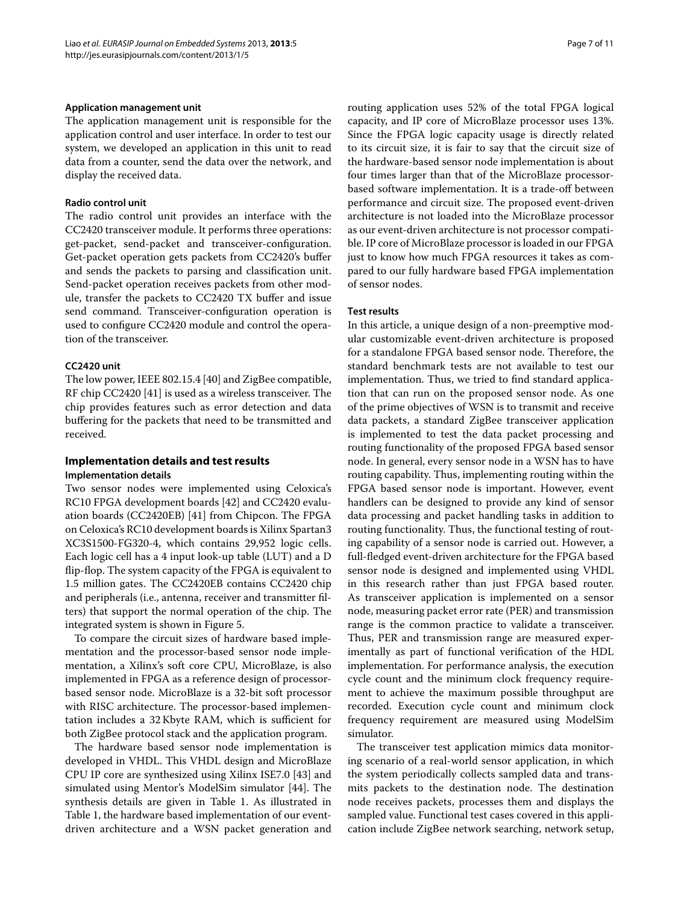#### Application management unit

The application management unit is responsible for the application control and user interface. In order to test our system, we developed an application in this unit to read data from a counter, send the data over the network, and display the received data.

#### Radio control unit

The radio control unit provides an interface with the CC2420 transceiver module. It performs three operations: get-packet, send-packet and transceiver-configuration. Get-packet operation gets packets from CC2420's buffer and sends the packets to parsing and classification unit. Send-packet operation receives packets from other module, transfer the packets to CC2420 TX buffer and issue send command. Transceiver-configuration operation is used to configure CC2420 module and control the operation of the transceiver.

#### CC2420 unit

The low power, IEEE 802.15.4 [40] and ZigBee compatible, RF chip CC2420 [41] is used as a wireless transceiver. The chip provides features such as error detection and data buffering for the packets that need to be transmitted and received.

## Implementation details and test results

### Implementation details

Two sensor nodes were implemented using Celoxica's RC10 FPGA development boards [42] and CC2420 evaluation boards (CC2420EB) [41] from Chipcon. The FPGA on Celoxica's RC10 development boards is Xilinx Spartan3 XC3S1500-FG320-4, which contains 29,952 logic cells. Each logic cell has a 4 input look-up table (LUT) and a D flip-flop. The system capacity of the FPGA is equivalent to 1.5 million gates. The CC2420EB contains CC2420 chip and peripherals (i.e., antenna, receiver and transmitter filters) that support the normal operation of the chip. The integrated system is shown in Figure 5.

To compare the circuit sizes of hardware based implementation and the processor-based sensor node implementation, a Xilinx's soft core CPU, MicroBlaze, is also implemented in FPGA as a reference design of processor-based sensor node. MicroBlaze is a 32-bit soft processor with RISC architecture. The processor-based implementation includes a 32 Kbyte RAM, which is sufficient for both ZigBee protocol stack and the application program.

The hardware based sensor node implementation is developed in VHDL. This VHDL design and MicroBlaze CPU IP core are synthesized using Xilinx ISE7.0 [43] and simulated using Mentor's ModelSim simulator [44]. The synthesis details are given in Table 1. As illustrated in Table 1, the hardware based implementation of our event-driven architecture and a WSN packet generation and routing application uses 52% of the total FPGA logical capacity, and IP core of MicroBlaze processor uses 13%. Since the FPGA logic capacity usage is directly related to its circuit size, it is fair to say that the circuit size of the hardware-based sensor node implementation is about four times larger than that of the MicroBlaze processor-based software implementation. It is a trade-off between performance and circuit size. The proposed event-driven architecture is not loaded into the MicroBlaze processor as our event-driven architecture is not processor compatible. IP core of MicroBlaze processor is loaded in our FPGA just to know how much FPGA resources it takes as compared to our fully hardware based FPGA implementation of sensor nodes.

### Test results

In this article, a unique design of a non-preemptive modular customizable event-driven architecture is proposed for a standalone FPGA based sensor node. Therefore, the standard benchmark tests are not available to test our implementation. Thus, we tried to find standard application that can run on the proposed sensor node. As one of the prime objectives of WSN is to transmit and receive data packets, a standard ZigBee transceiver application is implemented to test the data packet processing and routing functionality of the proposed FPGA based sensor node. In general, every sensor node in a WSN has to have routing capability. Thus, implementing routing within the FPGA based sensor node is important. However, event handlers can be designed to provide any kind of sensor data processing and packet handling tasks in addition to routing functionality. Thus, the functional testing of routing capability of a sensor node is carried out. However, a full-fledged event-driven architecture for the FPGA based sensor node is designed and implemented using VHDL in this research rather than just FPGA based router. As transceiver application is implemented on a sensor node, measuring packet error rate (PER) and transmission range is the common practice to validate a transceiver. Thus, PER and transmission range are measured experimentally as part of functional verification of the HDL implementation. For performance analysis, the execution cycle count and the minimum clock frequency requirement to achieve the maximum possible throughput are recorded. Execution cycle count and minimum clock frequency requirement are measured using ModelSim simulator.

The transceiver test application mimics data monitoring scenario of a real-world sensor application, in which the system periodically collects sampled data and transmits packets to the destination node. The destination node receives packets, processes them and displays the sampled value. Functional test cases covered in this application include ZigBee network searching, network setup,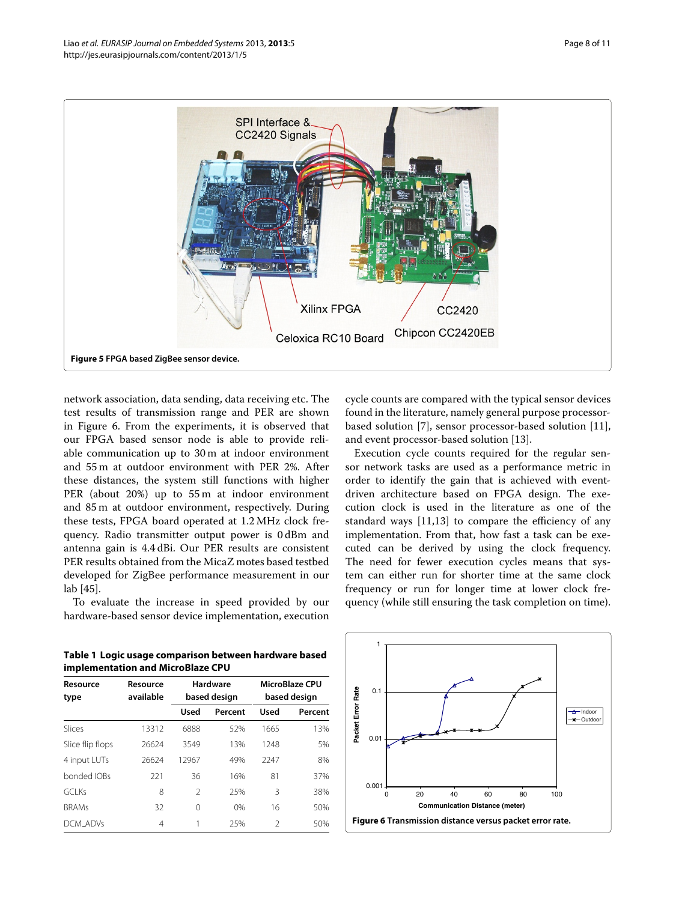**Figure 5** FPGA based ZigBee sensor device.

network association, data sending, data receiving etc. The test results of transmission range and PER are shown in Figure 6. From the experiments, it is observed that our FPGA based sensor node is able to provide reliable communication up to 30 m at indoor environment and 55 m at outdoor environment with PER 2%. After these distances, the system still functions with higher PER (about 20%) up to 55 m at indoor environment and 85 m at outdoor environment, respectively. During these tests, FPGA board operated at 1.2 MHz clock frequency. Radio transmitter output power is 0 dBm and antenna gain is 4.4 dBi. Our PER results are consistent PER results obtained from the MicaZ motes based testbed developed for ZigBee performance measurement in our lab [45].

To evaluate the increase in speed provided by our hardware-based sensor device implementation, execution cycle counts are compared with the typical sensor devices found in the literature, namely general purpose processor-based solution [7], sensor processor-based solution [11], and event processor-based solution [13].

Execution cycle counts required for the regular sensor network tasks are used as a performance metric in order to identify the gain that is achieved with event-driven architecture based on FPGA design. The execution clock is used in the literature as one of the standard ways [11,13] to compare the efficiency of any implementation. From that, how fast a task can be executed can be derived by using the clock frequency. The need for fewer execution cycles means that system can either run for shorter time at the same clock frequency or run for longer time at lower clock frequency (while still ensuring the task completion on time).

**Table 1 Logic usage comparison between hardware based implementation and MicroBlaze CPU**

| Resource type | Resource available | Hardware based design | | MicroBlaze CPU based design | |
|---|---|---|---|---|---|
| | | Used | Percent | Used | Percent |
| Slices | 13312 | 6888 | 52% | 1665 | 13% |
| Slice flip flops | 26624 | 3549 | 13% | 1248 | 5% |
| 4 input LUTs | 26624 | 12967 | 49% | 2247 | 8% |
| bonded IOBs | 221 | 36 | 16% | 81 | 37% |
| GCLKs | 8 | 2 | 25% | 3 | 38% |
| BRAMs | 32 | 0 | 0% | 16 | 50% |
| DCM_ADVs | 4 | 1 | 25% | 2 | 50% |

**Figure 6** Transmission distance versus packet error rate.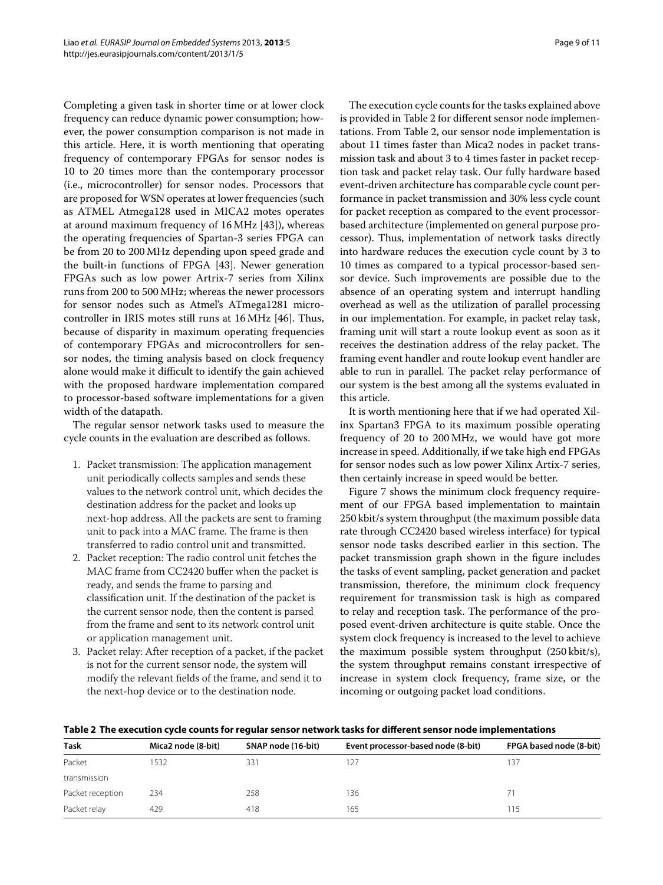Completing a given task in shorter time or at lower clock frequency can reduce dynamic power consumption; however, the power consumption comparison is not made in this article. Here, it is worth mentioning that operating frequency of contemporary FPGAs for sensor nodes is 10 to 20 times more than the contemporary processor (i.e., microcontroller) for sensor nodes. Processors that are proposed for WSN operates at lower frequencies (such as ATMEL Atmega128 used in MICA2 motes operates at around maximum frequency of 16 MHz [43]), whereas the operating frequencies of Spartan-3 series FPGA can be from 20 to 200 MHz depending upon speed grade and the built-in functions of FPGA [43]. Newer generation FPGAs such as low power Artrix-7 series from Xilinx runs from 200 to 500 MHz; whereas the newer processors for sensor nodes such as Atmel's ATmega1281 microcontroller in IRIS motes still runs at 16 MHz [46]. Thus, because of disparity in maximum operating frequencies of contemporary FPGAs and microcontrollers for sensor nodes, the timing analysis based on clock frequency alone would make it difficult to identify the gain achieved with the proposed hardware implementation compared to processor-based software implementations for a given width of the datapath.

The regular sensor network tasks used to measure the cycle counts in the evaluation are described as follows.

1. Packet transmission: The application management unit periodically collects samples and sends these values to the network control unit, which decides the destination address for the packet and looks up next-hop address. All the packets are sent to framing unit to pack into a MAC frame. The frame is then transferred to radio control unit and transmitted.
2. Packet reception: The radio control unit fetches the MAC frame from CC2420 buffer when the packet is ready, and sends the frame to parsing and classification unit. If the destination of the packet is the current sensor node, then the content is parsed from the frame and sent to its network control unit or application management unit.
3. Packet relay: After reception of a packet, if the packet is not for the current sensor node, the system will modify the relevant fields of the frame, and send it to the next-hop device or to the destination node.

The execution cycle counts for the tasks explained above is provided in Table 2 for different sensor node implementations. From Table 2, our sensor node implementation is about 11 times faster than Mica2 nodes in packet transmission task and about 3 to 4 times faster in packet reception task and packet relay task. Our fully hardware based event-driven architecture has comparable cycle count performance in packet transmission and 30% less cycle count for packet reception as compared to the event processor-based architecture (implemented on general purpose processor). Thus, implementation of network tasks directly into hardware reduces the execution cycle count by 3 to 10 times as compared to a typical processor-based sensor device. Such improvements are possible due to the absence of an operating system and interrupt handling overhead as well as the utilization of parallel processing in our implementation. For example, in packet relay task, framing unit will start a route lookup event as soon as it receives the destination address of the relay packet. The framing event handler and route lookup event handler are able to run in parallel. The packet relay performance of our system is the best among all the systems evaluated in this article.

It is worth mentioning here that if we had operated Xilinx Spartan3 FPGA to its maximum possible operating frequency of 20 to 200 MHz, we would have got more increase in speed. Additionally, if we take high end FPGAs for sensor nodes such as low power Xilinx Artix-7 series, then certainly increase in speed would be better.

Figure 7 shows the minimum clock frequency requirement of our FPGA based implementation to maintain 250 kbit/s system throughput (the maximum possible data rate through CC2420 based wireless interface) for typical sensor node tasks described earlier in this section. The packet transmission graph shown in the figure includes the tasks of event sampling, packet generation and packet transmission, therefore, the minimum clock frequency requirement for transmission task is high as compared to relay and reception task. The performance of the proposed event-driven architecture is quite stable. Once the system clock frequency is increased to the level to achieve the maximum possible system throughput (250 kbit/s), the system throughput remains constant irrespective of increase in system clock frequency, frame size, or the incoming or outgoing packet load conditions.

**Table 2 The execution cycle counts for regular sensor network tasks for different sensor node implementations**

| Task | Mica2 node (8-bit) | SNAP node (16-bit) | Event processor-based node (8-bit) | FPGA based node (8-bit) |
|---|---|---|---|---|
| Packet transmission | 1532 | 331 | 127 | 137 |
| Packet reception | 234 | 258 | 136 | 71 |
| Packet relay | 429 | 418 | 165 | 115 |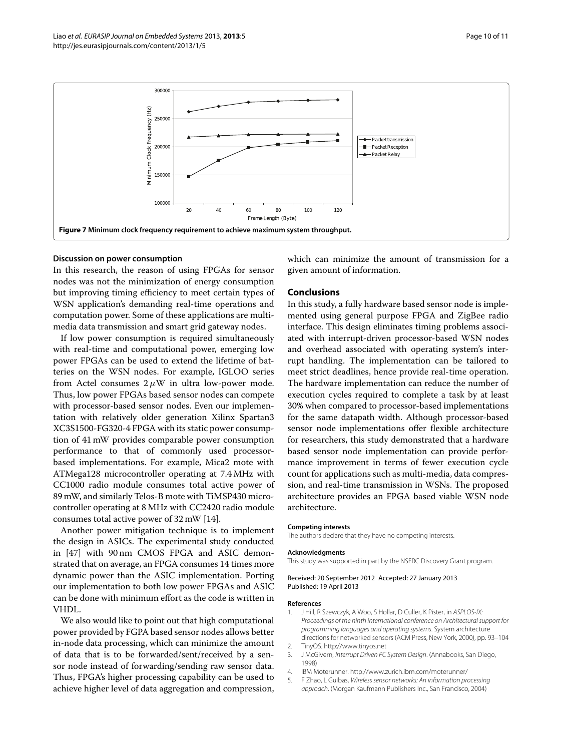300000
250000
200000
150000
100000
Minimum Clock Frequency (Hz)
20 40 60 80 100 120
Frame Length (Byte)
Packet transmission
Packet Reception
Packet Relay

**Figure 7 Minimum clock frequency requirement to achieve maximum system throughput.**

### Discussion on power consumption

In this research, the reason of using FPGAs for sensor nodes was not the minimization of energy consumption but improving timing efficiency to meet certain types of WSN application's demanding real-time operations and computation power. Some of these applications are multimedia data transmission and smart grid gateway nodes.

If low power consumption is required simultaneously with real-time and computational power, emerging low power FPGAs can be used to extend the lifetime of batteries on the WSN nodes. For example, IGLOO series from Actel consumes $2\,\mu$W in ultra low-power mode. Thus, low power FPGAs based sensor nodes can compete with processor-based sensor nodes. Even our implementation with relatively older generation Xilinx Spartan3 XC3S1500-FG320-4 FPGA with its static power consumption of 41 mW provides comparable power consumption performance to that of commonly used processor-based implementations. For example, Mica2 mote with ATMega128 microcontroller operating at 7.4 MHz with CC1000 radio module consumes total active power of 89 mW, and similarly Telos-B mote with TiMSP430 microcontroller operating at 8 MHz with CC2420 radio module consumes total active power of 32 mW [14].

Another power mitigation technique is to implement the design in ASICs. The experimental study conducted in [47] with 90 nm CMOS FPGA and ASIC demonstrated that on average, an FPGA consumes 14 times more dynamic power than the ASIC implementation. Porting our implementation to both low power FPGAs and ASIC can be done with minimum effort as the code is written in VHDL.

We also would like to point out that high computational power provided by FGPA based sensor nodes allows better in-node data processing, which can minimize the amount of data that is to be forwarded/sent/received by a sensor node instead of forwarding/sending raw sensor data. Thus, FPGA's higher processing capability can be used to achieve higher level of data aggregation and compression, which can minimize the amount of transmission for a given amount of information.

## Conclusions

In this study, a fully hardware based sensor node is implemented using general purpose FPGA and ZigBee radio interface. This design eliminates timing problems associated with interrupt-driven processor-based WSN nodes and overhead associated with operating system's interrupt handling. The implementation can be tailored to meet strict deadlines, hence provide real-time operation. The hardware implementation can reduce the number of execution cycles required to complete a task by at least 30% when compared to processor-based implementations for the same datapath width. Although processor-based sensor node implementations offer flexible architecture for researchers, this study demonstrated that a hardware based sensor node implementation can provide performance improvement in terms of fewer execution cycle count for applications such as multi-media, data compression, and real-time transmission in WSNs. The proposed architecture provides an FPGA based viable WSN node architecture.

#### Competing interests

The authors declare that they have no competing interests.

#### Acknowledgments

This study was supported in part by the NSERC Discovery Grant program.

Received: 20 September 2012 Accepted: 27 January 2013
Published: 19 April 2013

#### References

1. J Hill, R Szewczyk, A Woo, S Hollar, D Culler, K Pister, in *ASPLOS-IX: Proceedings of the ninth international conference on Architectural support for programming languages and operating systems*. System architecture directions for networked sensors (ACM Press, New York, 2000), pp. 93–104
2. TinyOS. http://www.tinyos.net
3. J McGivern, *Interrupt Driven PC System Design*. (Annabooks, San Diego, 1998)
4. IBM Moterunner. http://www.zurich.ibm.com/moterunner/
5. F Zhao, L Guibas, *Wireless sensor networks: An information processing approach*. (Morgan Kaufmann Publishers Inc., San Francisco, 2004)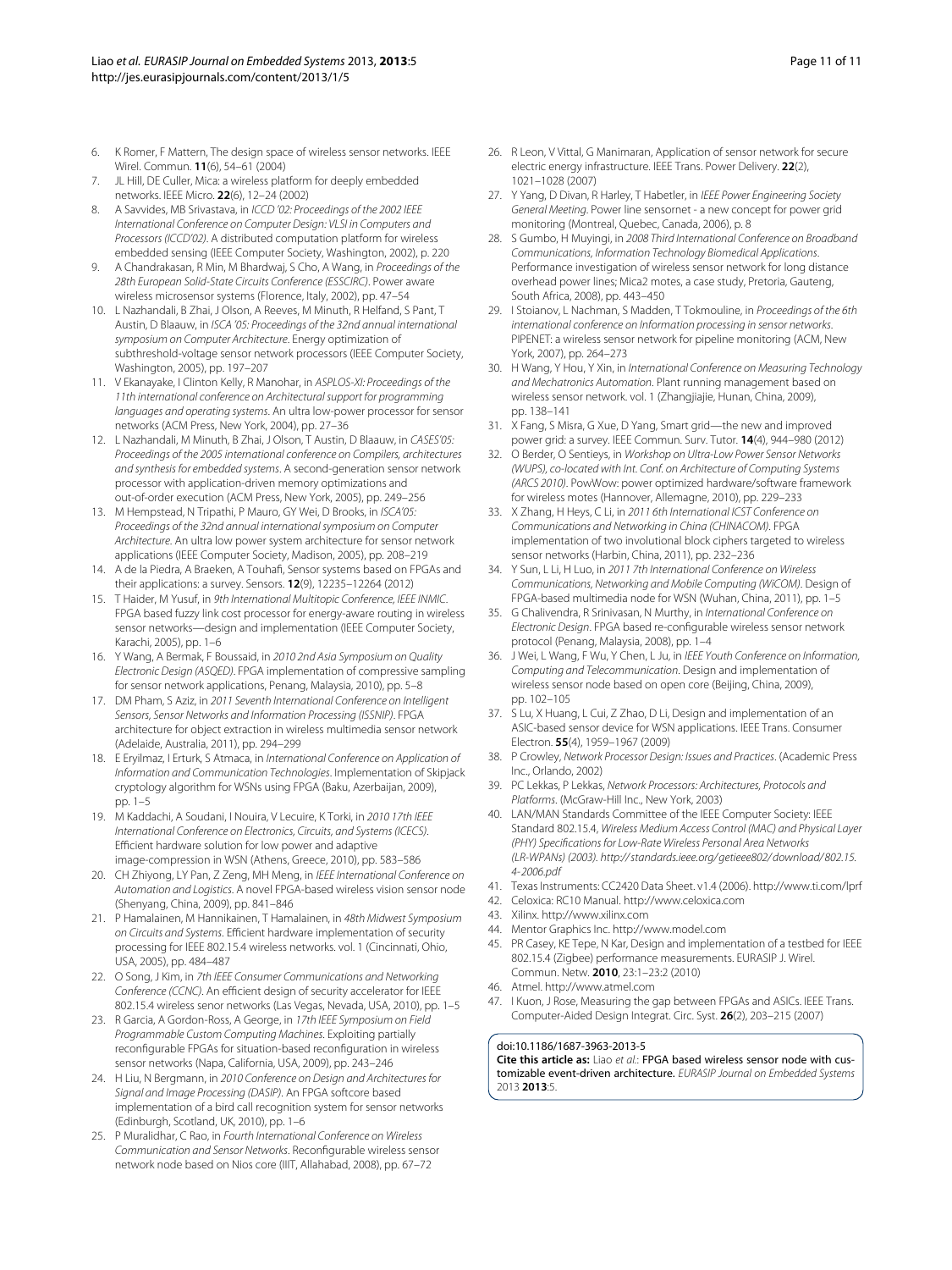6. K Romer, F Mattern, The design space of wireless sensor networks. IEEE Wirel. Commun. **11**(6), 54–61 (2004)
7. JL Hill, DE Culler, Mica: a wireless platform for deeply embedded networks. IEEE Micro. **22**(6), 12–24 (2002)
8. A Savvides, MB Srivastava, in *ICCD '02: Proceedings of the 2002 IEEE International Conference on Computer Design: VLSI in Computers and Processors (ICCD'02)*. A distributed computation platform for wireless embedded sensing (IEEE Computer Society, Washington, 2002), p. 220
9. A Chandrakasan, R Min, M Bhardwaj, S Cho, A Wang, in *Proceedings of the 28th European Solid-State Circuits Conference (ESSCIRC)*. Power aware wireless microsensor systems (Florence, Italy, 2002), pp. 47–54
10. L Nazhandali, B Zhai, J Olson, A Reeves, M Minuth, R Helfand, S Pant, T Austin, D Blaauw, in *ISCA '05: Proceedings of the 32nd annual international symposium on Computer Architecture*. Energy optimization of subthreshold-voltage sensor network processors (IEEE Computer Society, Washington, 2005), pp. 197–207
11. V Ekanayake, I Clinton Kelly, R Manohar, in *ASPLOS-XI: Proceedings of the 11th international conference on Architectural support for programming languages and operating systems*. An ultra low-power processor for sensor networks (ACM Press, New York, 2004), pp. 27–36
12. L Nazhandali, M Minuth, B Zhai, J Olson, T Austin, D Blaauw, in *CASES'05: Proceedings of the 2005 international conference on Compilers, architectures and synthesis for embedded systems*. A second-generation sensor network processor with application-driven memory optimizations and out-of-order execution (ACM Press, New York, 2005), pp. 249–256
13. M Hempstead, N Tripathi, P Mauro, GY Wei, D Brooks, in *ISCA'05: Proceedings of the 32nd annual international symposium on Computer Architecture*. An ultra low power system architecture for sensor network applications (IEEE Computer Society, Madison, 2005), pp. 208–219
14. A de la Piedra, A Braeken, A Touhafi, Sensor systems based on FPGAs and their applications: a survey. Sensors. **12**(9), 12235–12264 (2012)
15. T Haider, M Yusuf, in *9th International Multitopic Conference, IEEE INMIC*. FPGA based fuzzy link cost processor for energy-aware routing in wireless sensor networks—design and implementation (IEEE Computer Society, Karachi, 2005), pp. 1–6
16. Y Wang, A Bermak, F Boussaid, in *2010 2nd Asia Symposium on Quality Electronic Design (ASQED)*. FPGA implementation of compressive sampling for sensor network applications, Penang, Malaysia, 2010), pp. 5–8
17. DM Pham, S Aziz, in *2011 Seventh International Conference on Intelligent Sensors, Sensor Networks and Information Processing (ISSNIP)*. FPGA architecture for object extraction in wireless multimedia sensor network (Adelaide, Australia, 2011), pp. 294–299
18. E Eryilmaz, I Erturk, S Atmaca, in *International Conference on Application of Information and Communication Technologies*. Implementation of Skipjack cryptology algorithm for WSNs using FPGA (Baku, Azerbaijan, 2009), pp. 1–5
19. M Kaddachi, A Soudani, I Nouira, V Lecuire, K Torki, in *2010 17th IEEE International Conference on Electronics, Circuits, and Systems (ICECS)*. Efficient hardware solution for low power and adaptive image-compression in WSN (Athens, Greece, 2010), pp. 583–586
20. CH Zhiyong, LY Pan, Z Zeng, MH Meng, in *IEEE International Conference on Automation and Logistics*. A novel FPGA-based wireless vision sensor node (Shenyang, China, 2009), pp. 841–846
21. P Hamalainen, M Hannikainen, T Hamalainen, in *48th Midwest Symposium on Circuits and Systems*. Efficient hardware implementation of security processing for IEEE 802.15.4 wireless networks. vol. 1 (Cincinnati, Ohio, USA, 2005), pp. 484–487
22. O Song, J Kim, in *7th IEEE Consumer Communications and Networking Conference (CCNC)*. An efficient design of security accelerator for IEEE 802.15.4 wireless senor networks (Las Vegas, Nevada, USA, 2010), pp. 1–5
23. R Garcia, A Gordon-Ross, A George, in *17th IEEE Symposium on Field Programmable Custom Computing Machines*. Exploiting partially reconfigurable FPGAs for situation-based reconfiguration in wireless sensor networks (Napa, California, USA, 2009), pp. 243–246
24. H Liu, N Bergmann, in *2010 Conference on Design and Architectures for Signal and Image Processing (DASIP)*. An FPGA softcore based implementation of a bird call recognition system for sensor networks (Edinburgh, Scotland, UK, 2010), pp. 1–6
25. P Muralidhar, C Rao, in *Fourth International Conference on Wireless Communication and Sensor Networks*. Reconfigurable wireless sensor network node based on Nios core (IIIT, Allahabad, 2008), pp. 67–72
26. R Leon, V Vittal, G Manimaran, Application of sensor network for secure electric energy infrastructure. IEEE Trans. Power Delivery. **22**(2), 1021–1028 (2007)
27. Y Yang, D Divan, R Harley, T Habetler, in *IEEE Power Engineering Society General Meeting*. Power line sensornet - a new concept for power grid monitoring (Montreal, Quebec, Canada, 2006), p. 8
28. S Gumbo, H Muyingi, in *2008 Third International Conference on Broadband Communications, Information Technology Biomedical Applications*. Performance investigation of wireless sensor network for long distance overhead power lines; Mica2 motes, a case study, Pretoria, Gauteng, South Africa, 2008), pp. 443–450
29. I Stoianov, L Nachman, S Madden, T Tokmouline, in *Proceedings of the 6th international conference on Information processing in sensor networks*. PIPENET: a wireless sensor network for pipeline monitoring (ACM, New York, 2007), pp. 264–273
30. H Wang, Y Hou, Y Xin, in *International Conference on Measuring Technology and Mechatronics Automation*. Plant running management based on wireless sensor network. vol. 1 (Zhangjiajie, Hunan, China, 2009), pp. 138–141
31. X Fang, S Misra, G Xue, D Yang, Smart grid—the new and improved power grid: a survey. IEEE Commun. Surv. Tutor. **14**(4), 944–980 (2012)
32. O Berder, O Sentieys, in *Workshop on Ultra-Low Power Sensor Networks (WUPS), co-located with Int. Conf. on Architecture of Computing Systems (ARCS 2010)*. PowWow: power optimized hardware/software framework for wireless motes (Hannover, Allemagne, 2010), pp. 229–233
33. X Zhang, H Heys, C Li, in *2011 6th International ICST Conference on Communications and Networking in China (CHINACOM)*. FPGA implementation of two involutional block ciphers targeted to wireless sensor networks (Harbin, China, 2011), pp. 232–236
34. Y Sun, L Li, H Luo, in *2011 7th International Conference on Wireless Communications, Networking and Mobile Computing (WiCOM)*. Design of FPGA-based multimedia node for WSN (Wuhan, China, 2011), pp. 1–5
35. G Chalivendra, R Srinivasan, N Murthy, in *International Conference on Electronic Design*. FPGA based re-configurable wireless sensor network protocol (Penang, Malaysia, 2008), pp. 1–4
36. J Wei, L Wang, F Wu, Y Chen, L Ju, in *IEEE Youth Conference on Information, Computing and Telecommunication*. Design and implementation of wireless sensor node based on open core (Beijing, China, 2009), pp. 102–105
37. S Lu, X Huang, L Cui, Z Zhao, D Li, Design and implementation of an ASIC-based sensor device for WSN applications. IEEE Trans. Consumer Electron. **55**(4), 1959–1967 (2009)
38. P Crowley, *Network Processor Design: Issues and Practices*. (Academic Press Inc., Orlando, 2002)
39. PC Lekkas, P Lekkas, *Network Processors: Architectures, Protocols and Platforms*. (McGraw-Hill Inc., New York, 2003)
40. LAN/MAN Standards Committee of the IEEE Computer Society: IEEE Standard 802.15.4, *Wireless Medium Access Control (MAC) and Physical Layer (PHY) Specifications for Low-Rate Wireless Personal Area Networks (LR-WPANs) (2003). http://standards.ieee.org/getieee802/download/802.15.4-2006.pdf*
41. Texas Instruments: CC2420 Data Sheet. v1.4 (2006). http://www.ti.com/lprf
42. Celoxica: RC10 Manual. http://www.celoxica.com
43. Xilinx. http://www.xilinx.com
44. Mentor Graphics Inc. http://www.model.com
45. PR Casey, KE Tepe, N Kar, Design and implementation of a testbed for IEEE 802.15.4 (Zigbee) performance measurements. EURASIP J. Wirel. Commun. Netw. **2010**, 23:1–23:2 (2010)
46. Atmel. http://www.atmel.com
47. I Kuon, J Rose, Measuring the gap between FPGAs and ASICs. IEEE Trans. Computer-Aided Design Integrat. Circ. Syst. **26**(2), 203–215 (2007)

doi:10.1186/1687-3963-2013-5

**Cite this article as:** Liao *et al.*: FPGA based wireless sensor node with customizable event-driven architecture. *EURASIP Journal on Embedded Systems* 2013 **2013**:5.